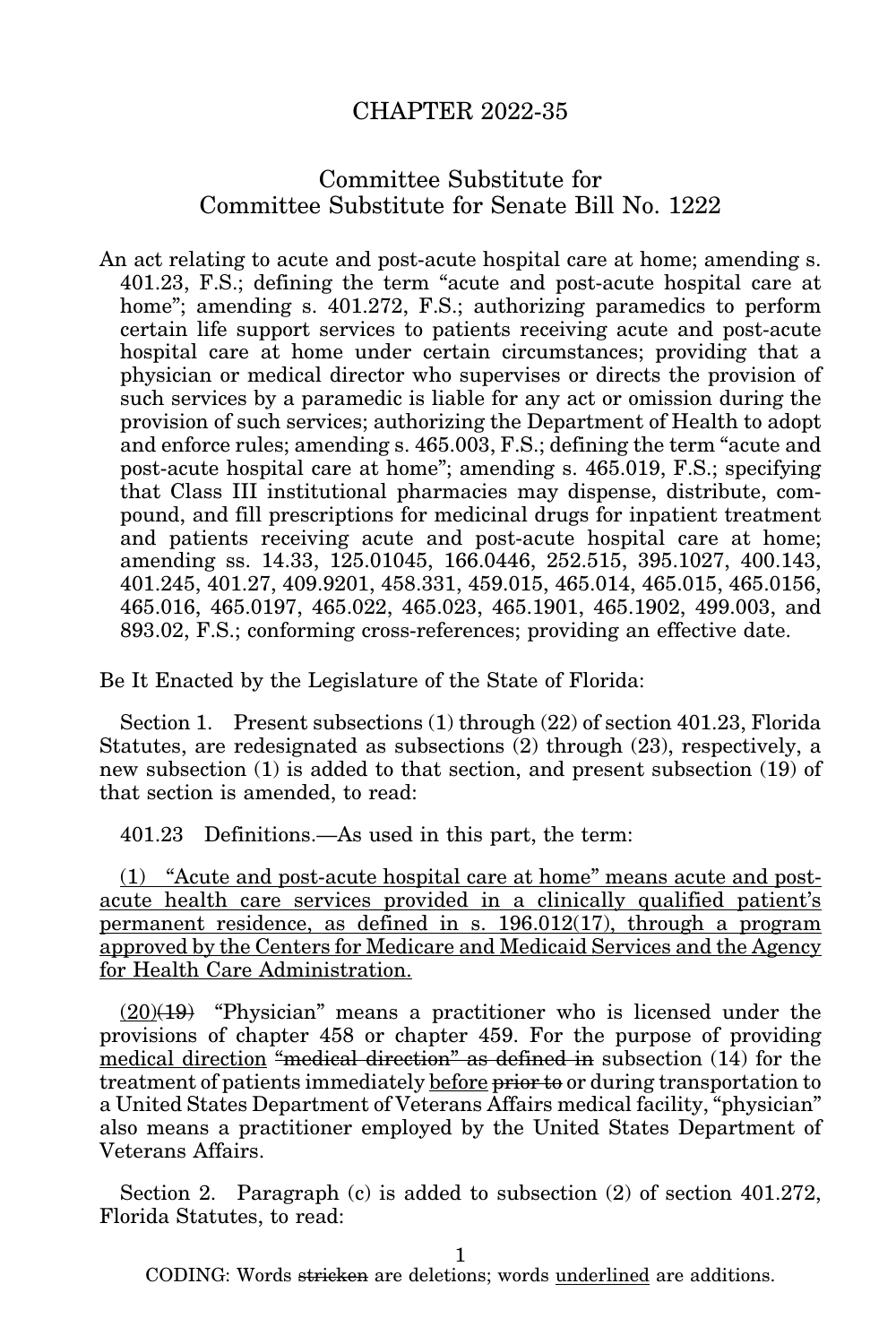# CHAPTER 2022-35

## Committee Substitute for Committee Substitute for Senate Bill No. 1222

An act relating to acute and post-acute hospital care at home; amending s. 401.23, F.S.; defining the term "acute and post-acute hospital care at home"; amending s. 401.272, F.S.; authorizing paramedics to perform certain life support services to patients receiving acute and post-acute hospital care at home under certain circumstances; providing that a physician or medical director who supervises or directs the provision of such services by a paramedic is liable for any act or omission during the provision of such services; authorizing the Department of Health to adopt and enforce rules; amending s. 465.003, F.S.; defining the term "acute and post-acute hospital care at home"; amending s. 465.019, F.S.; specifying that Class III institutional pharmacies may dispense, distribute, compound, and fill prescriptions for medicinal drugs for inpatient treatment and patients receiving acute and post-acute hospital care at home; amending ss. 14.33, 125.01045, 166.0446, 252.515, 395.1027, 400.143, 401.245, 401.27, 409.9201, 458.331, 459.015, 465.014, 465.015, 465.0156, 465.016, 465.0197, 465.022, 465.023, 465.1901, 465.1902, 499.003, and 893.02, F.S.; conforming cross-references; providing an effective date.

Be It Enacted by the Legislature of the State of Florida:

Section 1. Present subsections (1) through (22) of section 401.23, Florida Statutes, are redesignated as subsections (2) through (23), respectively, a new subsection (1) is added to that section, and present subsection (19) of that section is amended, to read:

401.23 Definitions.—As used in this part, the term:

<u>(1) "Acute and post-acute hospital care at home" means acute and post-acute health care services provided in a clinically qualified patient's permanent residence, as defined in s. 196.012(17), through a program approved by the Centers for Medicare and Medicaid Services and the Agency for Health Care Administration.</u>

<u>(20)</u>~~(19)~~ "Physician" means a practitioner who is licensed under the provisions of chapter 458 or chapter 459. For the purpose of providing <u>medical direction</u> ~~"medical direction" as defined in~~ subsection (14) for the treatment of patients immediately <u>before</u> ~~prior to~~ or during transportation to a United States Department of Veterans Affairs medical facility, "physician" also means a practitioner employed by the United States Department of Veterans Affairs.

Section 2. Paragraph (c) is added to subsection (2) of section 401.272, Florida Statutes, to read:

CODING: Words ~~stricken~~ are deletions; words <u>underlined</u> are additions.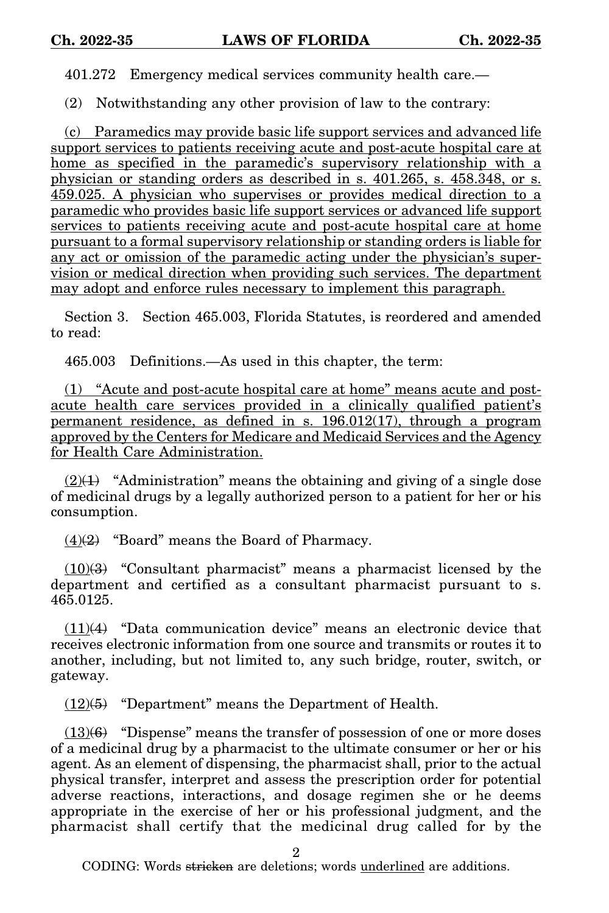401.272 Emergency medical services community health care.—

(2) Notwithstanding any other provision of law to the contrary:

<u>(c) Paramedics may provide basic life support services and advanced life support services to patients receiving acute and post-acute hospital care at home as specified in the paramedic's supervisory relationship with a physician or standing orders as described in s. 401.265, s. 458.348, or s. 459.025. A physician who supervises or provides medical direction to a paramedic who provides basic life support services or advanced life support services to patients receiving acute and post-acute hospital care at home pursuant to a formal supervisory relationship or standing orders is liable for any act or omission of the paramedic acting under the physician's supervision or medical direction when providing such services. The department may adopt and enforce rules necessary to implement this paragraph.</u>

Section 3. Section 465.003, Florida Statutes, is reordered and amended to read:

465.003 Definitions.—As used in this chapter, the term:

<u>(1) "Acute and post-acute hospital care at home" means acute and post-acute health care services provided in a clinically qualified patient's permanent residence, as defined in s. 196.012(17), through a program approved by the Centers for Medicare and Medicaid Services and the Agency for Health Care Administration.</u>

<u>(2)</u>~~(1)~~ "Administration" means the obtaining and giving of a single dose of medicinal drugs by a legally authorized person to a patient for her or his consumption.

<u>(4)</u>~~(2)~~ "Board" means the Board of Pharmacy.

<u>(10)</u>~~(3)~~ "Consultant pharmacist" means a pharmacist licensed by the department and certified as a consultant pharmacist pursuant to s. 465.0125.

<u>(11)</u>~~(4)~~ "Data communication device" means an electronic device that receives electronic information from one source and transmits or routes it to another, including, but not limited to, any such bridge, router, switch, or gateway.

<u>(12)</u>~~(5)~~ "Department" means the Department of Health.

<u>(13)</u>~~(6)~~ "Dispense" means the transfer of possession of one or more doses of a medicinal drug by a pharmacist to the ultimate consumer or her or his agent. As an element of dispensing, the pharmacist shall, prior to the actual physical transfer, interpret and assess the prescription order for potential adverse reactions, interactions, and dosage regimen she or he deems appropriate in the exercise of her or his professional judgment, and the pharmacist shall certify that the medicinal drug called for by the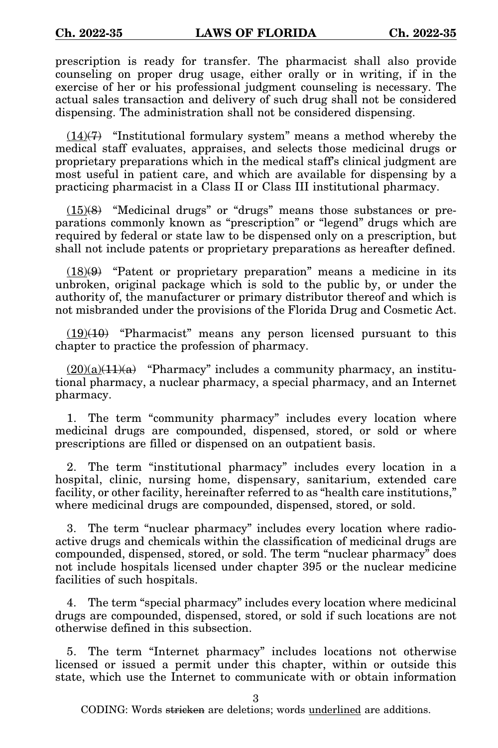prescription is ready for transfer. The pharmacist shall also provide counseling on proper drug usage, either orally or in writing, if in the exercise of her or his professional judgment counseling is necessary. The actual sales transaction and delivery of such drug shall not be considered dispensing. The administration shall not be considered dispensing.

(14)~~(7)~~ "Institutional formulary system" means a method whereby the medical staff evaluates, appraises, and selects those medicinal drugs or proprietary preparations which in the medical staff's clinical judgment are most useful in patient care, and which are available for dispensing by a practicing pharmacist in a Class II or Class III institutional pharmacy.

(15)~~(8)~~ "Medicinal drugs" or "drugs" means those substances or preparations commonly known as "prescription" or "legend" drugs which are required by federal or state law to be dispensed only on a prescription, but shall not include patents or proprietary preparations as hereafter defined.

(18)~~(9)~~ "Patent or proprietary preparation" means a medicine in its unbroken, original package which is sold to the public by, or under the authority of, the manufacturer or primary distributor thereof and which is not misbranded under the provisions of the Florida Drug and Cosmetic Act.

(19)~~(10)~~ "Pharmacist" means any person licensed pursuant to this chapter to practice the profession of pharmacy.

(20)(a)~~(11)(a)~~ "Pharmacy" includes a community pharmacy, an institutional pharmacy, a nuclear pharmacy, a special pharmacy, and an Internet pharmacy.

1. The term "community pharmacy" includes every location where medicinal drugs are compounded, dispensed, stored, or sold or where prescriptions are filled or dispensed on an outpatient basis.

2. The term "institutional pharmacy" includes every location in a hospital, clinic, nursing home, dispensary, sanitarium, extended care facility, or other facility, hereinafter referred to as "health care institutions," where medicinal drugs are compounded, dispensed, stored, or sold.

3. The term "nuclear pharmacy" includes every location where radioactive drugs and chemicals within the classification of medicinal drugs are compounded, dispensed, stored, or sold. The term "nuclear pharmacy" does not include hospitals licensed under chapter 395 or the nuclear medicine facilities of such hospitals.

4. The term "special pharmacy" includes every location where medicinal drugs are compounded, dispensed, stored, or sold if such locations are not otherwise defined in this subsection.

5. The term "Internet pharmacy" includes locations not otherwise licensed or issued a permit under this chapter, within or outside this state, which use the Internet to communicate with or obtain information

CODING: Words ~~stricken~~ are deletions; words underlined are additions.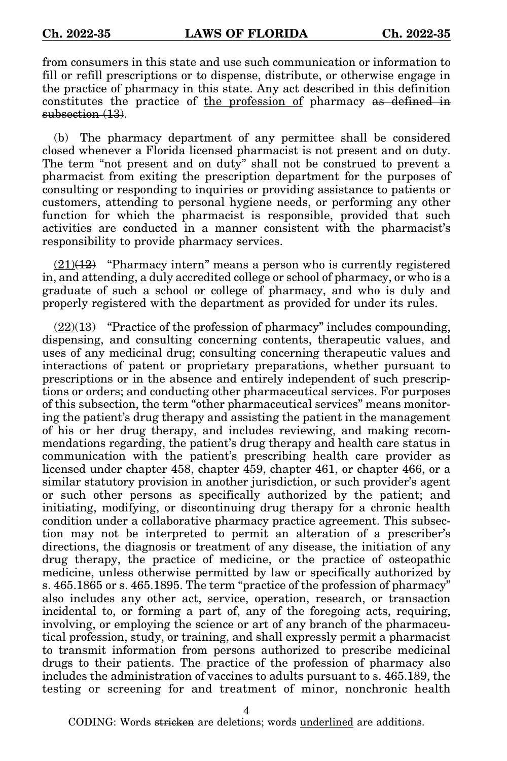from consumers in this state and use such communication or information to fill or refill prescriptions or to dispense, distribute, or otherwise engage in the practice of pharmacy in this state. Any act described in this definition constitutes the practice of <u>the profession of</u> pharmacy ~~as defined in subsection (13)~~.

(b) The pharmacy department of any permittee shall be considered closed whenever a Florida licensed pharmacist is not present and on duty. The term "not present and on duty" shall not be construed to prevent a pharmacist from exiting the prescription department for the purposes of consulting or responding to inquiries or providing assistance to patients or customers, attending to personal hygiene needs, or performing any other function for which the pharmacist is responsible, provided that such activities are conducted in a manner consistent with the pharmacist's responsibility to provide pharmacy services.

<u>(21)</u>~~(12)~~ "Pharmacy intern" means a person who is currently registered in, and attending, a duly accredited college or school of pharmacy, or who is a graduate of such a school or college of pharmacy, and who is duly and properly registered with the department as provided for under its rules.

<u>(22)</u>~~(13)~~ "Practice of the profession of pharmacy" includes compounding, dispensing, and consulting concerning contents, therapeutic values, and uses of any medicinal drug; consulting concerning therapeutic values and interactions of patent or proprietary preparations, whether pursuant to prescriptions or in the absence and entirely independent of such prescriptions or orders; and conducting other pharmaceutical services. For purposes of this subsection, the term "other pharmaceutical services" means monitoring the patient's drug therapy and assisting the patient in the management of his or her drug therapy, and includes reviewing, and making recommendations regarding, the patient's drug therapy and health care status in communication with the patient's prescribing health care provider as licensed under chapter 458, chapter 459, chapter 461, or chapter 466, or a similar statutory provision in another jurisdiction, or such provider's agent or such other persons as specifically authorized by the patient; and initiating, modifying, or discontinuing drug therapy for a chronic health condition under a collaborative pharmacy practice agreement. This subsection may not be interpreted to permit an alteration of a prescriber's directions, the diagnosis or treatment of any disease, the initiation of any drug therapy, the practice of medicine, or the practice of osteopathic medicine, unless otherwise permitted by law or specifically authorized by s. 465.1865 or s. 465.1895. The term "practice of the profession of pharmacy" also includes any other act, service, operation, research, or transaction incidental to, or forming a part of, any of the foregoing acts, requiring, involving, or employing the science or art of any branch of the pharmaceutical profession, study, or training, and shall expressly permit a pharmacist to transmit information from persons authorized to prescribe medicinal drugs to their patients. The practice of the profession of pharmacy also includes the administration of vaccines to adults pursuant to s. 465.189, the testing or screening for and treatment of minor, nonchronic health

CODING: Words ~~stricken~~ are deletions; words <u>underlined</u> are additions.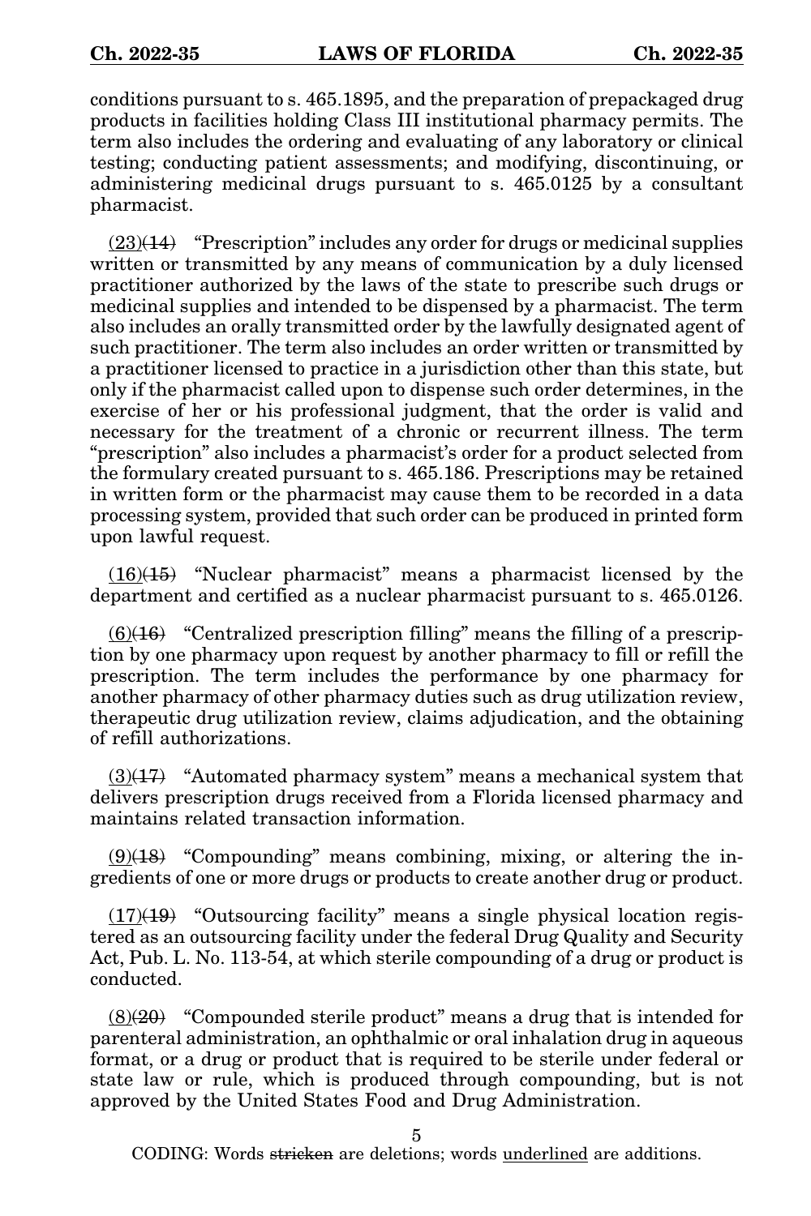conditions pursuant to s. 465.1895, and the preparation of prepackaged drug products in facilities holding Class III institutional pharmacy permits. The term also includes the ordering and evaluating of any laboratory or clinical testing; conducting patient assessments; and modifying, discontinuing, or administering medicinal drugs pursuant to s. 465.0125 by a consultant pharmacist.

<u>(23)</u>~~(14)~~ "Prescription" includes any order for drugs or medicinal supplies written or transmitted by any means of communication by a duly licensed practitioner authorized by the laws of the state to prescribe such drugs or medicinal supplies and intended to be dispensed by a pharmacist. The term also includes an orally transmitted order by the lawfully designated agent of such practitioner. The term also includes an order written or transmitted by a practitioner licensed to practice in a jurisdiction other than this state, but only if the pharmacist called upon to dispense such order determines, in the exercise of her or his professional judgment, that the order is valid and necessary for the treatment of a chronic or recurrent illness. The term "prescription" also includes a pharmacist's order for a product selected from the formulary created pursuant to s. 465.186. Prescriptions may be retained in written form or the pharmacist may cause them to be recorded in a data processing system, provided that such order can be produced in printed form upon lawful request.

<u>(16)</u>~~(15)~~ "Nuclear pharmacist" means a pharmacist licensed by the department and certified as a nuclear pharmacist pursuant to s. 465.0126.

<u>(6)</u>~~(16)~~ "Centralized prescription filling" means the filling of a prescription by one pharmacy upon request by another pharmacy to fill or refill the prescription. The term includes the performance by one pharmacy for another pharmacy of other pharmacy duties such as drug utilization review, therapeutic drug utilization review, claims adjudication, and the obtaining of refill authorizations.

<u>(3)</u>~~(17)~~ "Automated pharmacy system" means a mechanical system that delivers prescription drugs received from a Florida licensed pharmacy and maintains related transaction information.

<u>(9)</u>~~(18)~~ "Compounding" means combining, mixing, or altering the ingredients of one or more drugs or products to create another drug or product.

<u>(17)</u>~~(19)~~ "Outsourcing facility" means a single physical location registered as an outsourcing facility under the federal Drug Quality and Security Act, Pub. L. No. 113-54, at which sterile compounding of a drug or product is conducted.

<u>(8)</u>~~(20)~~ "Compounded sterile product" means a drug that is intended for parenteral administration, an ophthalmic or oral inhalation drug in aqueous format, or a drug or product that is required to be sterile under federal or state law or rule, which is produced through compounding, but is not approved by the United States Food and Drug Administration.

CODING: Words ~~stricken~~ are deletions; words <u>underlined</u> are additions.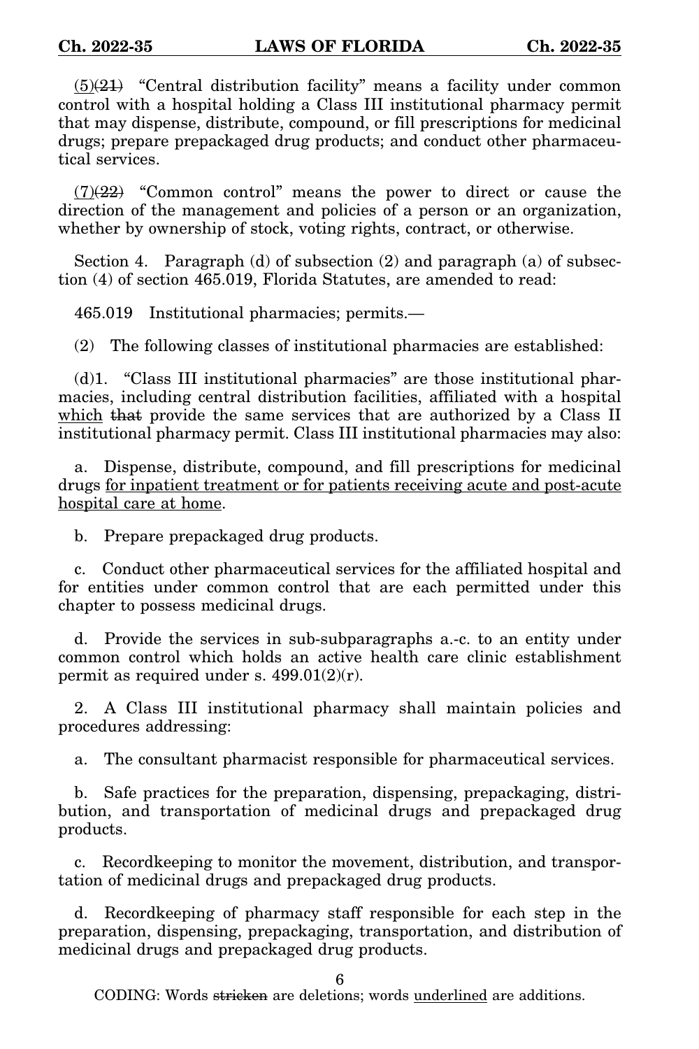<u>(5)</u>~~(21)~~ "Central distribution facility" means a facility under common control with a hospital holding a Class III institutional pharmacy permit that may dispense, distribute, compound, or fill prescriptions for medicinal drugs; prepare prepackaged drug products; and conduct other pharmaceutical services.

<u>(7)</u>~~(22)~~ "Common control" means the power to direct or cause the direction of the management and policies of a person or an organization, whether by ownership of stock, voting rights, contract, or otherwise.

Section 4. Paragraph (d) of subsection (2) and paragraph (a) of subsection (4) of section 465.019, Florida Statutes, are amended to read:

465.019 Institutional pharmacies; permits.—

(2) The following classes of institutional pharmacies are established:

(d)1. "Class III institutional pharmacies" are those institutional pharmacies, including central distribution facilities, affiliated with a hospital <u>which</u> ~~that~~ provide the same services that are authorized by a Class II institutional pharmacy permit. Class III institutional pharmacies may also:

a. Dispense, distribute, compound, and fill prescriptions for medicinal drugs <u>for inpatient treatment or for patients receiving acute and post-acute hospital care at home</u>.

b. Prepare prepackaged drug products.

c. Conduct other pharmaceutical services for the affiliated hospital and for entities under common control that are each permitted under this chapter to possess medicinal drugs.

d. Provide the services in sub-subparagraphs a.-c. to an entity under common control which holds an active health care clinic establishment permit as required under s. 499.01(2)(r).

2. A Class III institutional pharmacy shall maintain policies and procedures addressing:

a. The consultant pharmacist responsible for pharmaceutical services.

b. Safe practices for the preparation, dispensing, prepackaging, distribution, and transportation of medicinal drugs and prepackaged drug products.

c. Recordkeeping to monitor the movement, distribution, and transportation of medicinal drugs and prepackaged drug products.

d. Recordkeeping of pharmacy staff responsible for each step in the preparation, dispensing, prepackaging, transportation, and distribution of medicinal drugs and prepackaged drug products.

CODING: Words ~~stricken~~ are deletions; words <u>underlined</u> are additions.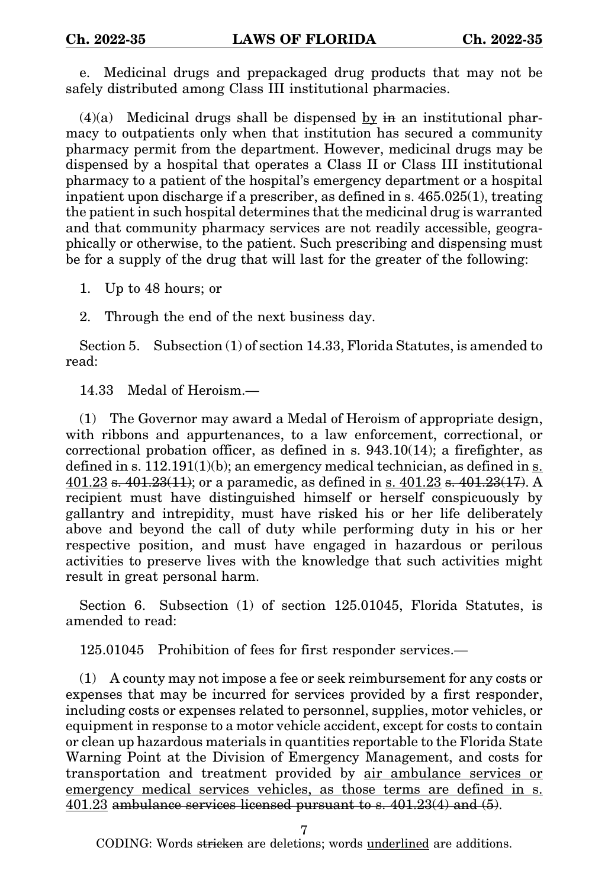e. Medicinal drugs and prepackaged drug products that may not be safely distributed among Class III institutional pharmacies.

(4)(a) Medicinal drugs shall be dispensed <u>by</u> ~~in~~ an institutional pharmacy to outpatients only when that institution has secured a community pharmacy permit from the department. However, medicinal drugs may be dispensed by a hospital that operates a Class II or Class III institutional pharmacy to a patient of the hospital's emergency department or a hospital inpatient upon discharge if a prescriber, as defined in s. 465.025(1), treating the patient in such hospital determines that the medicinal drug is warranted and that community pharmacy services are not readily accessible, geographically or otherwise, to the patient. Such prescribing and dispensing must be for a supply of the drug that will last for the greater of the following:

1. Up to 48 hours; or

2. Through the end of the next business day.

Section 5. Subsection (1) of section 14.33, Florida Statutes, is amended to read:

14.33 Medal of Heroism.—

(1) The Governor may award a Medal of Heroism of appropriate design, with ribbons and appurtenances, to a law enforcement, correctional, or correctional probation officer, as defined in s. 943.10(14); a firefighter, as defined in s. 112.191(1)(b); an emergency medical technician, as defined in <u>s. 401.23</u> ~~s. 401.23(11)~~; or a paramedic, as defined in <u>s. 401.23</u> ~~s. 401.23(17)~~. A recipient must have distinguished himself or herself conspicuously by gallantry and intrepidity, must have risked his or her life deliberately above and beyond the call of duty while performing duty in his or her respective position, and must have engaged in hazardous or perilous activities to preserve lives with the knowledge that such activities might result in great personal harm.

Section 6. Subsection (1) of section 125.01045, Florida Statutes, is amended to read:

125.01045 Prohibition of fees for first responder services.—

(1) A county may not impose a fee or seek reimbursement for any costs or expenses that may be incurred for services provided by a first responder, including costs or expenses related to personnel, supplies, motor vehicles, or equipment in response to a motor vehicle accident, except for costs to contain or clean up hazardous materials in quantities reportable to the Florida State Warning Point at the Division of Emergency Management, and costs for transportation and treatment provided by <u>air ambulance services or emergency medical services vehicles, as those terms are defined in s. 401.23</u> ~~ambulance services licensed pursuant to s. 401.23(4) and (5)~~.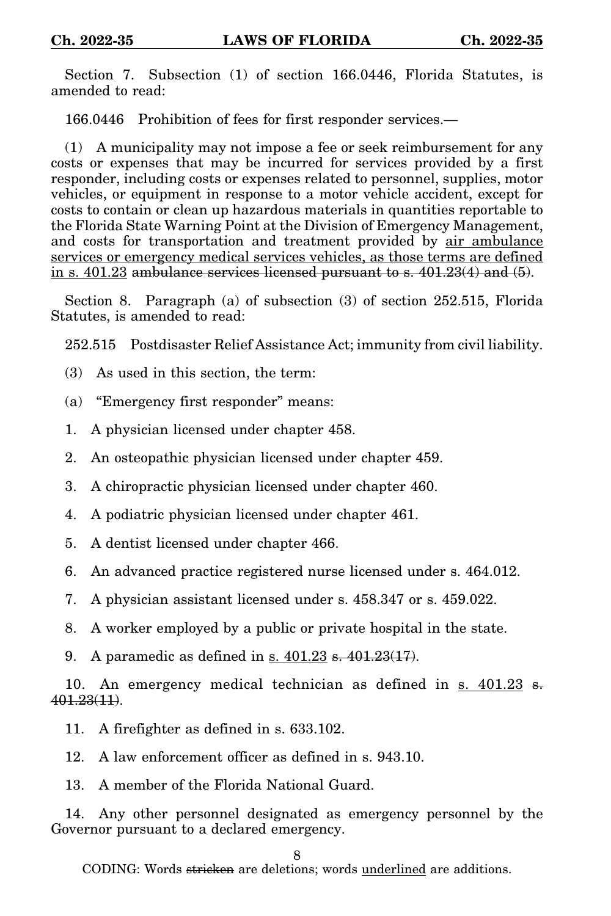Section 7. Subsection (1) of section 166.0446, Florida Statutes, is amended to read:

166.0446 Prohibition of fees for first responder services.—

(1) A municipality may not impose a fee or seek reimbursement for any costs or expenses that may be incurred for services provided by a first responder, including costs or expenses related to personnel, supplies, motor vehicles, or equipment in response to a motor vehicle accident, except for costs to contain or clean up hazardous materials in quantities reportable to the Florida State Warning Point at the Division of Emergency Management, and costs for transportation and treatment provided by <u>air ambulance services or emergency medical services vehicles, as those terms are defined in s. 401.23</u> ~~ambulance services licensed pursuant to s. 401.23(4) and (5)~~.

Section 8. Paragraph (a) of subsection (3) of section 252.515, Florida Statutes, is amended to read:

252.515 Postdisaster Relief Assistance Act; immunity from civil liability.

(3) As used in this section, the term:

(a) "Emergency first responder" means:

1. A physician licensed under chapter 458.

2. An osteopathic physician licensed under chapter 459.

3. A chiropractic physician licensed under chapter 460.

4. A podiatric physician licensed under chapter 461.

5. A dentist licensed under chapter 466.

6. An advanced practice registered nurse licensed under s. 464.012.

7. A physician assistant licensed under s. 458.347 or s. 459.022.

8. A worker employed by a public or private hospital in the state.

9. A paramedic as defined in <u>s. 401.23</u> ~~s. 401.23(17)~~.

10. An emergency medical technician as defined in <u>s. 401.23</u> ~~s. 401.23(11)~~.

11. A firefighter as defined in s. 633.102.

12. A law enforcement officer as defined in s. 943.10.

13. A member of the Florida National Guard.

14. Any other personnel designated as emergency personnel by the Governor pursuant to a declared emergency.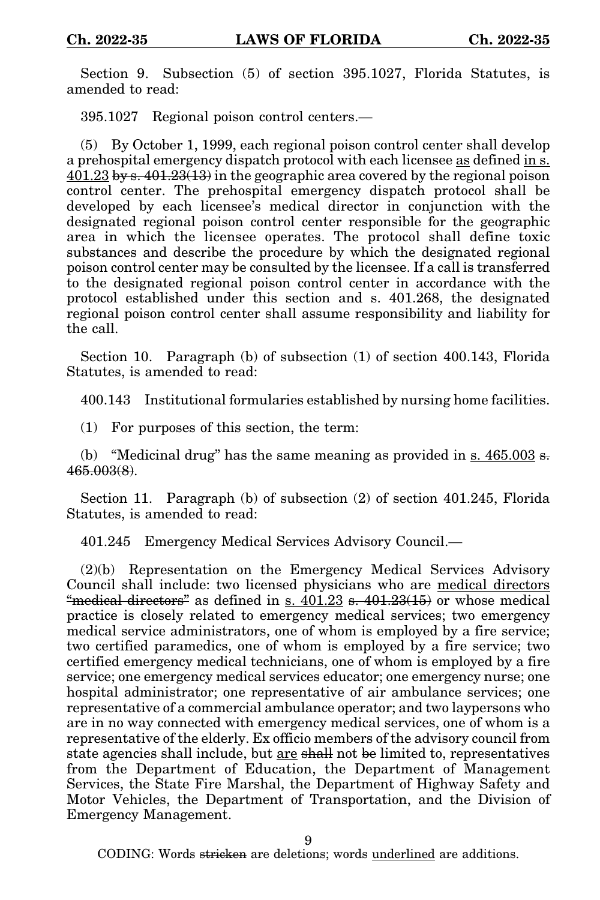Section 9. Subsection (5) of section 395.1027, Florida Statutes, is amended to read:

395.1027 Regional poison control centers.—

(5) By October 1, 1999, each regional poison control center shall develop a prehospital emergency dispatch protocol with each licensee <u>as</u> defined <u>in s. 401.23</u> ~~by s. 401.23(13)~~ in the geographic area covered by the regional poison control center. The prehospital emergency dispatch protocol shall be developed by each licensee's medical director in conjunction with the designated regional poison control center responsible for the geographic area in which the licensee operates. The protocol shall define toxic substances and describe the procedure by which the designated regional poison control center may be consulted by the licensee. If a call is transferred to the designated regional poison control center in accordance with the protocol established under this section and s. 401.268, the designated regional poison control center shall assume responsibility and liability for the call.

Section 10. Paragraph (b) of subsection (1) of section 400.143, Florida Statutes, is amended to read:

400.143 Institutional formularies established by nursing home facilities.

(1) For purposes of this section, the term:

(b) "Medicinal drug" has the same meaning as provided in <u>s. 465.003</u> ~~s. 465.003(8)~~.

Section 11. Paragraph (b) of subsection (2) of section 401.245, Florida Statutes, is amended to read:

401.245 Emergency Medical Services Advisory Council.—

(2)(b) Representation on the Emergency Medical Services Advisory Council shall include: two licensed physicians who are <u>medical directors</u> ~~"medical directors"~~ as defined in <u>s. 401.23</u> ~~s. 401.23(15)~~ or whose medical practice is closely related to emergency medical services; two emergency medical service administrators, one of whom is employed by a fire service; two certified paramedics, one of whom is employed by a fire service; two certified emergency medical technicians, one of whom is employed by a fire service; one emergency medical services educator; one emergency nurse; one hospital administrator; one representative of air ambulance services; one representative of a commercial ambulance operator; and two laypersons who are in no way connected with emergency medical services, one of whom is a representative of the elderly. Ex officio members of the advisory council from state agencies shall include, but <u>are</u> ~~shall~~ not ~~be~~ limited to, representatives from the Department of Education, the Department of Management Services, the State Fire Marshal, the Department of Highway Safety and Motor Vehicles, the Department of Transportation, and the Division of Emergency Management.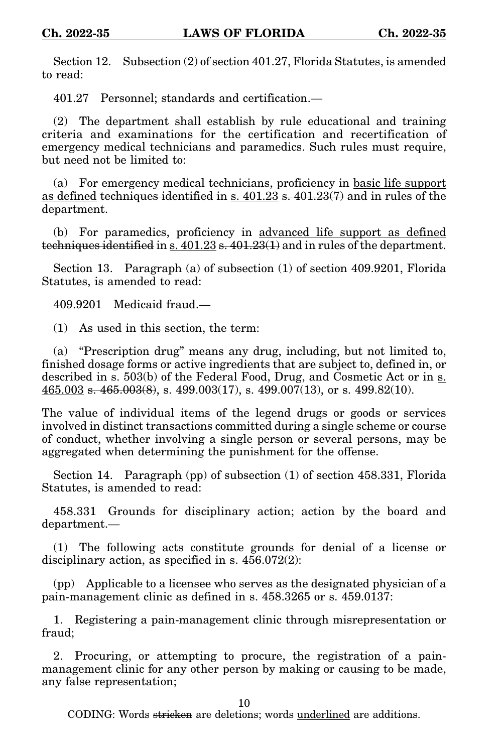Section 12. Subsection (2) of section 401.27, Florida Statutes, is amended to read:

401.27 Personnel; standards and certification.—

(2) The department shall establish by rule educational and training criteria and examinations for the certification and recertification of emergency medical technicians and paramedics. Such rules must require, but need not be limited to:

(a) For emergency medical technicians, proficiency in <u>basic life support as defined</u> ~~techniques identified~~ in <u>s. 401.23</u> ~~s. 401.23(7)~~ and in rules of the department.

(b) For paramedics, proficiency in <u>advanced life support as defined</u> ~~techniques identified~~ in <u>s. 401.23</u> ~~s. 401.23(1)~~ and in rules of the department.

Section 13. Paragraph (a) of subsection (1) of section 409.9201, Florida Statutes, is amended to read:

409.9201 Medicaid fraud.—

(1) As used in this section, the term:

(a) "Prescription drug" means any drug, including, but not limited to, finished dosage forms or active ingredients that are subject to, defined in, or described in s. 503(b) of the Federal Food, Drug, and Cosmetic Act or in <u>s. 465.003</u> ~~s. 465.003(8)~~, s. 499.003(17), s. 499.007(13), or s. 499.82(10).

The value of individual items of the legend drugs or goods or services involved in distinct transactions committed during a single scheme or course of conduct, whether involving a single person or several persons, may be aggregated when determining the punishment for the offense.

Section 14. Paragraph (pp) of subsection (1) of section 458.331, Florida Statutes, is amended to read:

458.331 Grounds for disciplinary action; action by the board and department.—

(1) The following acts constitute grounds for denial of a license or disciplinary action, as specified in s. 456.072(2):

(pp) Applicable to a licensee who serves as the designated physician of a pain-management clinic as defined in s. 458.3265 or s. 459.0137:

1. Registering a pain-management clinic through misrepresentation or fraud;

2. Procuring, or attempting to procure, the registration of a pain-management clinic for any other person by making or causing to be made, any false representation;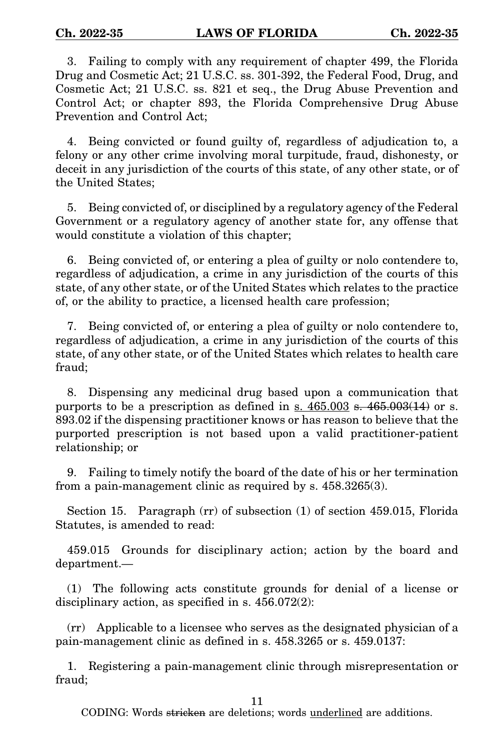3. Failing to comply with any requirement of chapter 499, the Florida Drug and Cosmetic Act; 21 U.S.C. ss. 301-392, the Federal Food, Drug, and Cosmetic Act; 21 U.S.C. ss. 821 et seq., the Drug Abuse Prevention and Control Act; or chapter 893, the Florida Comprehensive Drug Abuse Prevention and Control Act;

4. Being convicted or found guilty of, regardless of adjudication to, a felony or any other crime involving moral turpitude, fraud, dishonesty, or deceit in any jurisdiction of the courts of this state, of any other state, or of the United States;

5. Being convicted of, or disciplined by a regulatory agency of the Federal Government or a regulatory agency of another state for, any offense that would constitute a violation of this chapter;

6. Being convicted of, or entering a plea of guilty or nolo contendere to, regardless of adjudication, a crime in any jurisdiction of the courts of this state, of any other state, or of the United States which relates to the practice of, or the ability to practice, a licensed health care profession;

7. Being convicted of, or entering a plea of guilty or nolo contendere to, regardless of adjudication, a crime in any jurisdiction of the courts of this state, of any other state, or of the United States which relates to health care fraud;

8. Dispensing any medicinal drug based upon a communication that purports to be a prescription as defined in <u>s. 465.003</u> ~~s. 465.003(14)~~ or s. 893.02 if the dispensing practitioner knows or has reason to believe that the purported prescription is not based upon a valid practitioner-patient relationship; or

9. Failing to timely notify the board of the date of his or her termination from a pain-management clinic as required by s. 458.3265(3).

Section 15. Paragraph (rr) of subsection (1) of section 459.015, Florida Statutes, is amended to read:

459.015 Grounds for disciplinary action; action by the board and department.—

(1) The following acts constitute grounds for denial of a license or disciplinary action, as specified in s. 456.072(2):

(rr) Applicable to a licensee who serves as the designated physician of a pain-management clinic as defined in s. 458.3265 or s. 459.0137:

1. Registering a pain-management clinic through misrepresentation or fraud;

CODING: Words ~~stricken~~ are deletions; words <u>underlined</u> are additions.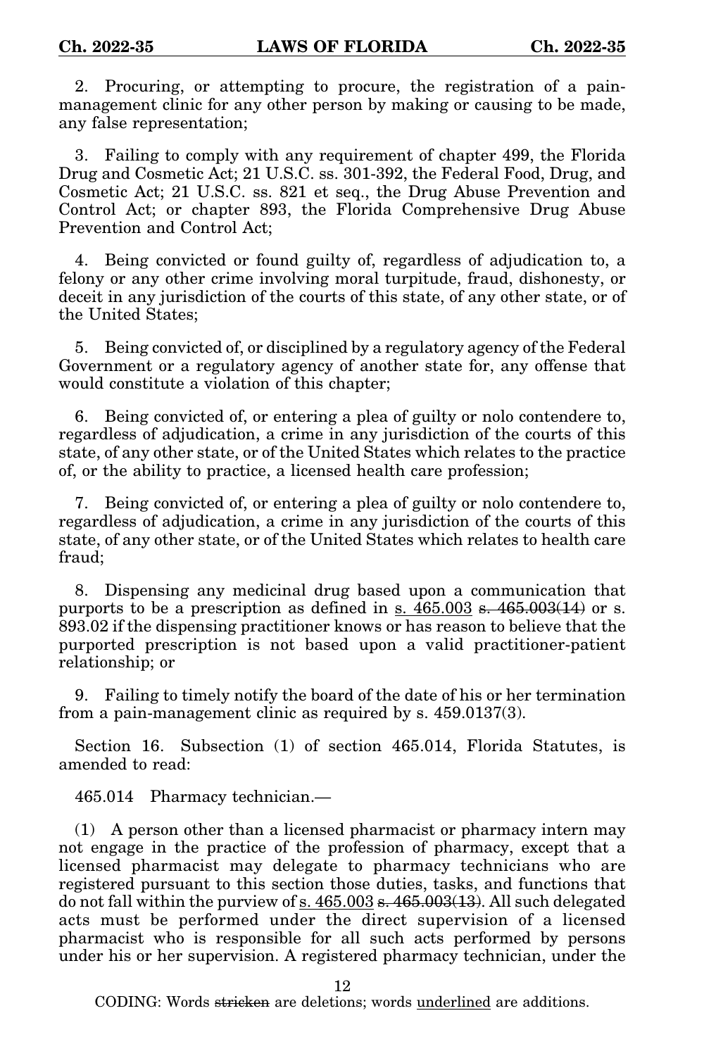2. Procuring, or attempting to procure, the registration of a pain-management clinic for any other person by making or causing to be made, any false representation;

3. Failing to comply with any requirement of chapter 499, the Florida Drug and Cosmetic Act; 21 U.S.C. ss. 301-392, the Federal Food, Drug, and Cosmetic Act; 21 U.S.C. ss. 821 et seq., the Drug Abuse Prevention and Control Act; or chapter 893, the Florida Comprehensive Drug Abuse Prevention and Control Act;

4. Being convicted or found guilty of, regardless of adjudication to, a felony or any other crime involving moral turpitude, fraud, dishonesty, or deceit in any jurisdiction of the courts of this state, of any other state, or of the United States;

5. Being convicted of, or disciplined by a regulatory agency of the Federal Government or a regulatory agency of another state for, any offense that would constitute a violation of this chapter;

6. Being convicted of, or entering a plea of guilty or nolo contendere to, regardless of adjudication, a crime in any jurisdiction of the courts of this state, of any other state, or of the United States which relates to the practice of, or the ability to practice, a licensed health care profession;

7. Being convicted of, or entering a plea of guilty or nolo contendere to, regardless of adjudication, a crime in any jurisdiction of the courts of this state, of any other state, or of the United States which relates to health care fraud;

8. Dispensing any medicinal drug based upon a communication that purports to be a prescription as defined in <u>s. 465.003</u> ~~s. 465.003(14)~~ or s. 893.02 if the dispensing practitioner knows or has reason to believe that the purported prescription is not based upon a valid practitioner-patient relationship; or

9. Failing to timely notify the board of the date of his or her termination from a pain-management clinic as required by s. 459.0137(3).

Section 16. Subsection (1) of section 465.014, Florida Statutes, is amended to read:

465.014 Pharmacy technician.—

(1) A person other than a licensed pharmacist or pharmacy intern may not engage in the practice of the profession of pharmacy, except that a licensed pharmacist may delegate to pharmacy technicians who are registered pursuant to this section those duties, tasks, and functions that do not fall within the purview of <u>s. 465.003</u> ~~s. 465.003(13)~~. All such delegated acts must be performed under the direct supervision of a licensed pharmacist who is responsible for all such acts performed by persons under his or her supervision. A registered pharmacy technician, under the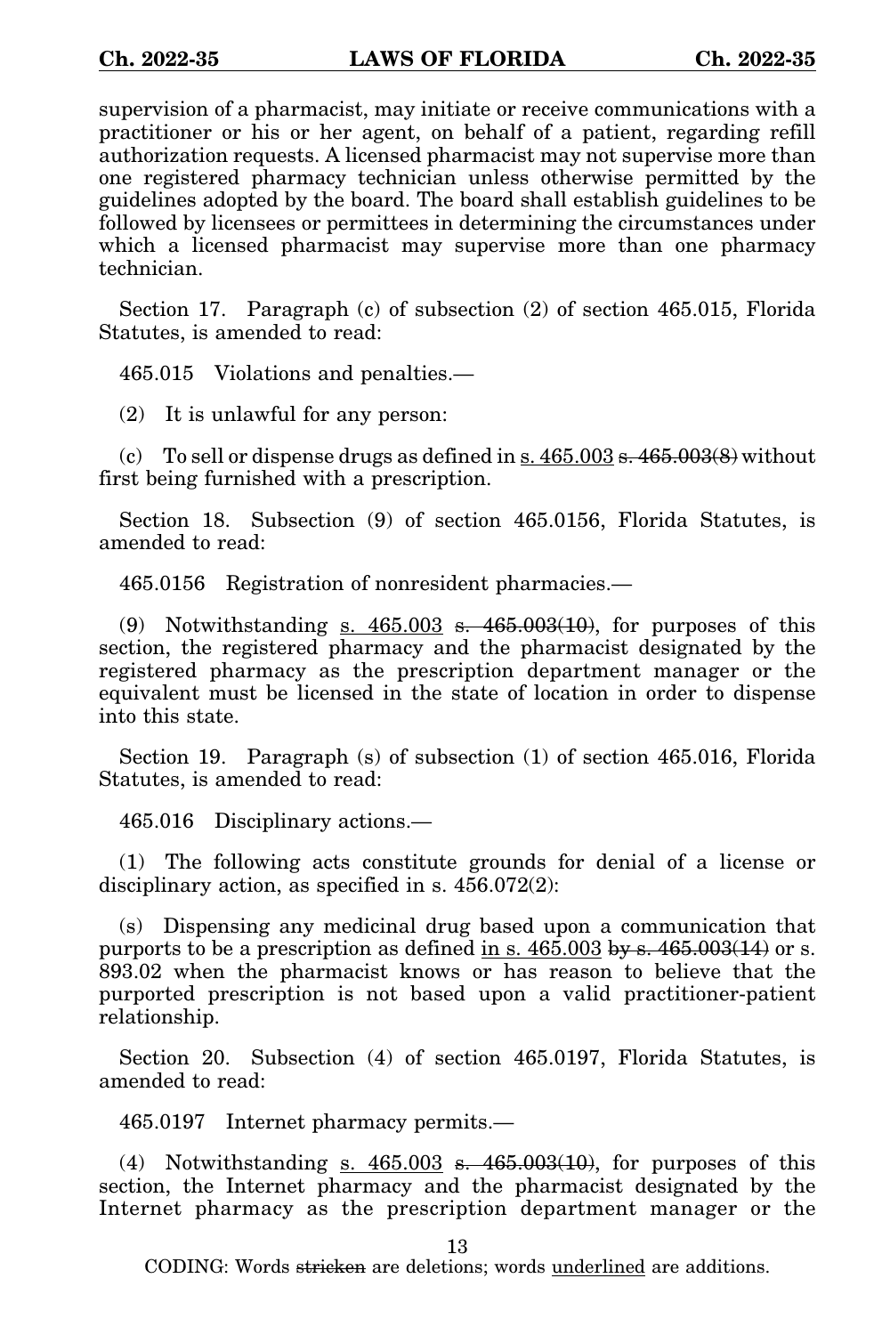supervision of a pharmacist, may initiate or receive communications with a practitioner or his or her agent, on behalf of a patient, regarding refill authorization requests. A licensed pharmacist may not supervise more than one registered pharmacy technician unless otherwise permitted by the guidelines adopted by the board. The board shall establish guidelines to be followed by licensees or permittees in determining the circumstances under which a licensed pharmacist may supervise more than one pharmacy technician.

Section 17. Paragraph (c) of subsection (2) of section 465.015, Florida Statutes, is amended to read:

465.015 Violations and penalties.—

(2) It is unlawful for any person:

(c) To sell or dispense drugs as defined in <u>s. 465.003</u> ~~s. 465.003(8)~~ without first being furnished with a prescription.

Section 18. Subsection (9) of section 465.0156, Florida Statutes, is amended to read:

465.0156 Registration of nonresident pharmacies.—

(9) Notwithstanding <u>s. 465.003</u> ~~s. 465.003(10)~~, for purposes of this section, the registered pharmacy and the pharmacist designated by the registered pharmacy as the prescription department manager or the equivalent must be licensed in the state of location in order to dispense into this state.

Section 19. Paragraph (s) of subsection (1) of section 465.016, Florida Statutes, is amended to read:

465.016 Disciplinary actions.—

(1) The following acts constitute grounds for denial of a license or disciplinary action, as specified in s. 456.072(2):

(s) Dispensing any medicinal drug based upon a communication that purports to be a prescription as defined <u>in s. 465.003</u> ~~by s. 465.003(14)~~ or s. 893.02 when the pharmacist knows or has reason to believe that the purported prescription is not based upon a valid practitioner-patient relationship.

Section 20. Subsection (4) of section 465.0197, Florida Statutes, is amended to read:

465.0197 Internet pharmacy permits.—

(4) Notwithstanding <u>s. 465.003</u> ~~s. 465.003(10)~~, for purposes of this section, the Internet pharmacy and the pharmacist designated by the Internet pharmacy as the prescription department manager or the

CODING: Words ~~stricken~~ are deletions; words <u>underlined</u> are additions.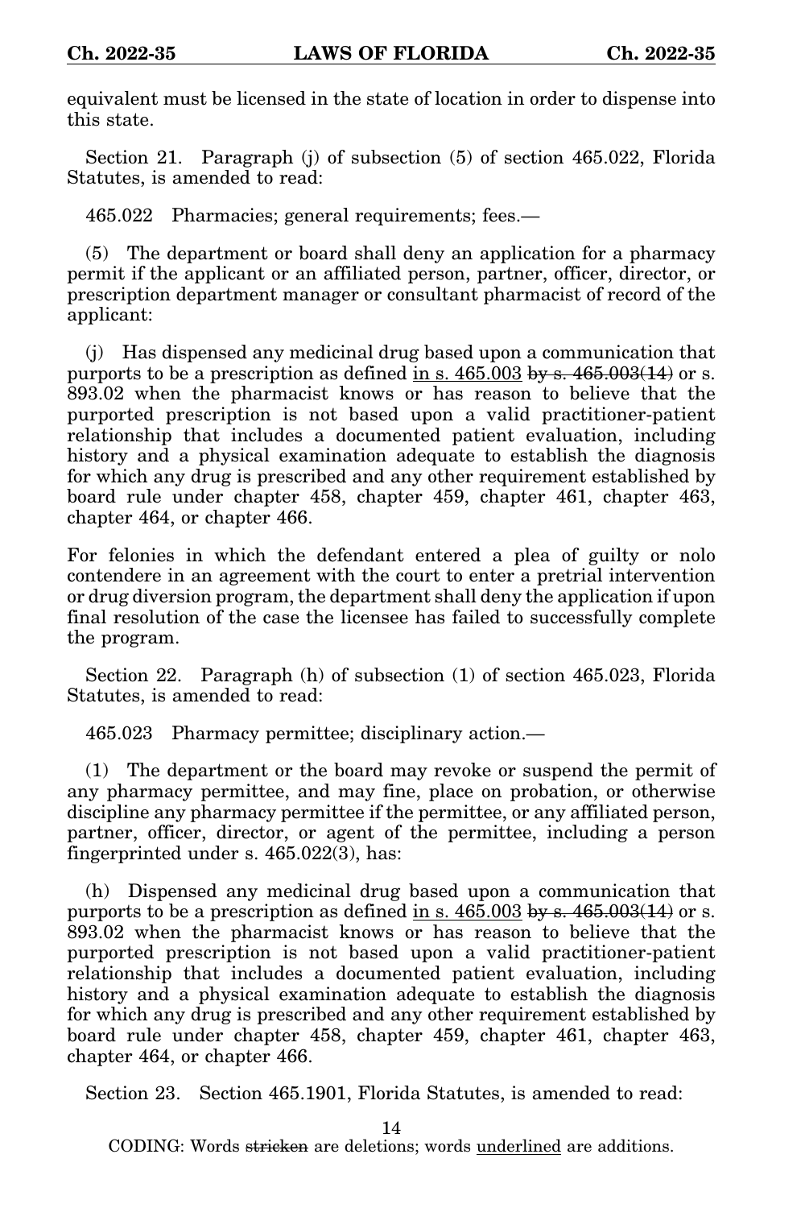equivalent must be licensed in the state of location in order to dispense into this state.

Section 21. Paragraph (j) of subsection (5) of section 465.022, Florida Statutes, is amended to read:

465.022 Pharmacies; general requirements; fees.—

(5) The department or board shall deny an application for a pharmacy permit if the applicant or an affiliated person, partner, officer, director, or prescription department manager or consultant pharmacist of record of the applicant:

(j) Has dispensed any medicinal drug based upon a communication that purports to be a prescription as defined <u>in s. 465.003</u> ~~by s. 465.003(14)~~ or s. 893.02 when the pharmacist knows or has reason to believe that the purported prescription is not based upon a valid practitioner-patient relationship that includes a documented patient evaluation, including history and a physical examination adequate to establish the diagnosis for which any drug is prescribed and any other requirement established by board rule under chapter 458, chapter 459, chapter 461, chapter 463, chapter 464, or chapter 466.

For felonies in which the defendant entered a plea of guilty or nolo contendere in an agreement with the court to enter a pretrial intervention or drug diversion program, the department shall deny the application if upon final resolution of the case the licensee has failed to successfully complete the program.

Section 22. Paragraph (h) of subsection (1) of section 465.023, Florida Statutes, is amended to read:

465.023 Pharmacy permittee; disciplinary action.—

(1) The department or the board may revoke or suspend the permit of any pharmacy permittee, and may fine, place on probation, or otherwise discipline any pharmacy permittee if the permittee, or any affiliated person, partner, officer, director, or agent of the permittee, including a person fingerprinted under s. 465.022(3), has:

(h) Dispensed any medicinal drug based upon a communication that purports to be a prescription as defined <u>in s. 465.003</u> ~~by s. 465.003(14)~~ or s. 893.02 when the pharmacist knows or has reason to believe that the purported prescription is not based upon a valid practitioner-patient relationship that includes a documented patient evaluation, including history and a physical examination adequate to establish the diagnosis for which any drug is prescribed and any other requirement established by board rule under chapter 458, chapter 459, chapter 461, chapter 463, chapter 464, or chapter 466.

Section 23. Section 465.1901, Florida Statutes, is amended to read: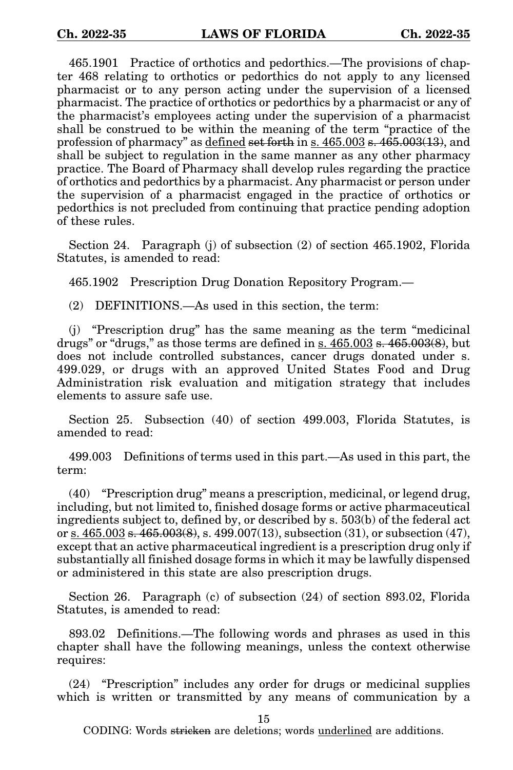465.1901 Practice of orthotics and pedorthics.—The provisions of chapter 468 relating to orthotics or pedorthics do not apply to any licensed pharmacist or to any person acting under the supervision of a licensed pharmacist. The practice of orthotics or pedorthics by a pharmacist or any of the pharmacist's employees acting under the supervision of a pharmacist shall be construed to be within the meaning of the term "practice of the profession of pharmacy" as <u>defined</u> ~~set forth~~ in <u>s. 465.003</u> ~~s. 465.003(13)~~, and shall be subject to regulation in the same manner as any other pharmacy practice. The Board of Pharmacy shall develop rules regarding the practice of orthotics and pedorthics by a pharmacist. Any pharmacist or person under the supervision of a pharmacist engaged in the practice of orthotics or pedorthics is not precluded from continuing that practice pending adoption of these rules.

Section 24. Paragraph (j) of subsection (2) of section 465.1902, Florida Statutes, is amended to read:

465.1902 Prescription Drug Donation Repository Program.—

(2) DEFINITIONS.—As used in this section, the term:

(j) "Prescription drug" has the same meaning as the term "medicinal drugs" or "drugs," as those terms are defined in <u>s. 465.003</u> ~~s. 465.003(8)~~, but does not include controlled substances, cancer drugs donated under s. 499.029, or drugs with an approved United States Food and Drug Administration risk evaluation and mitigation strategy that includes elements to assure safe use.

Section 25. Subsection (40) of section 499.003, Florida Statutes, is amended to read:

499.003 Definitions of terms used in this part.—As used in this part, the term:

(40) "Prescription drug" means a prescription, medicinal, or legend drug, including, but not limited to, finished dosage forms or active pharmaceutical ingredients subject to, defined by, or described by s. 503(b) of the federal act or <u>s. 465.003</u> ~~s. 465.003(8)~~, s. 499.007(13), subsection (31), or subsection (47), except that an active pharmaceutical ingredient is a prescription drug only if substantially all finished dosage forms in which it may be lawfully dispensed or administered in this state are also prescription drugs.

Section 26. Paragraph (c) of subsection (24) of section 893.02, Florida Statutes, is amended to read:

893.02 Definitions.—The following words and phrases as used in this chapter shall have the following meanings, unless the context otherwise requires:

(24) "Prescription" includes any order for drugs or medicinal supplies which is written or transmitted by any means of communication by a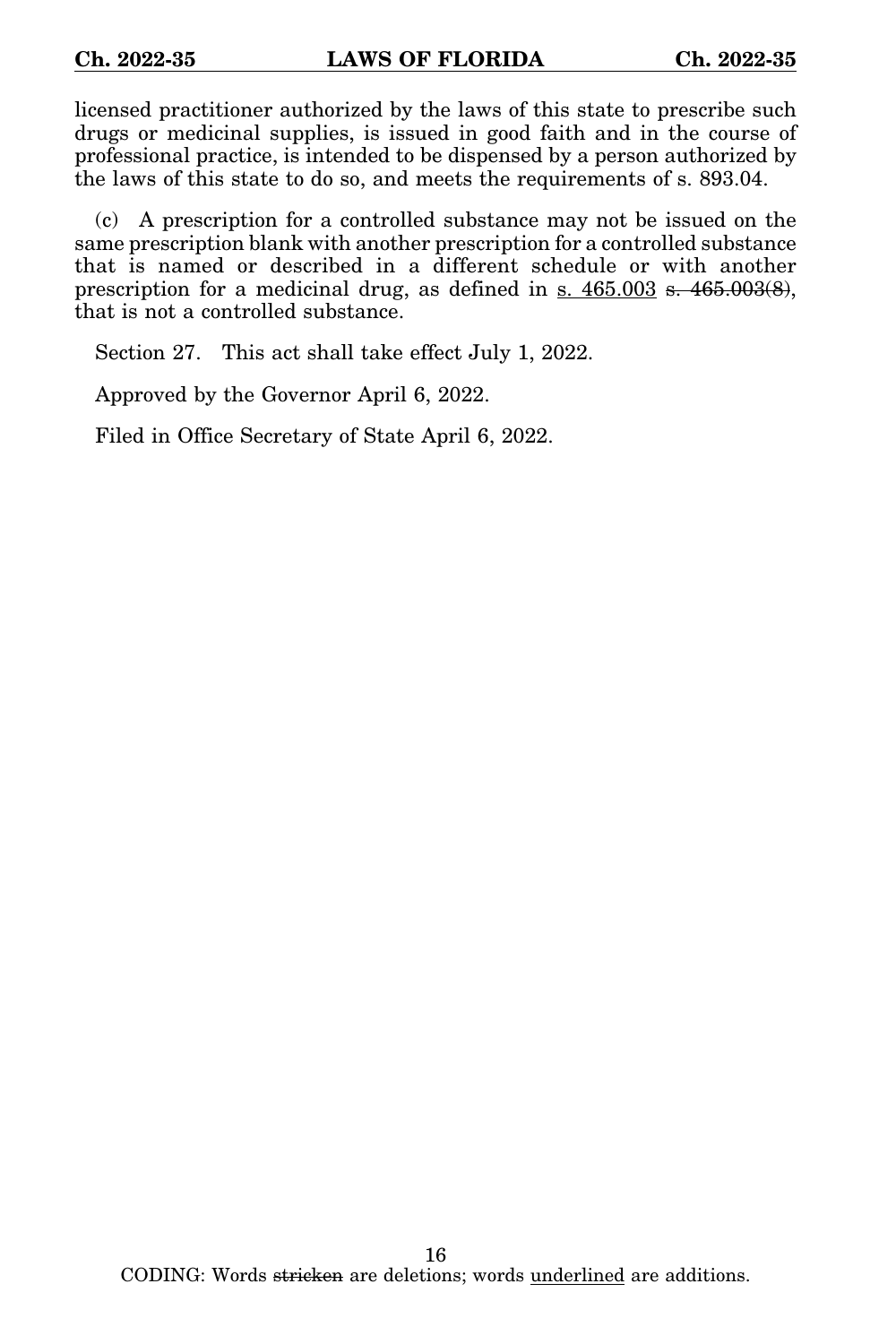licensed practitioner authorized by the laws of this state to prescribe such drugs or medicinal supplies, is issued in good faith and in the course of professional practice, is intended to be dispensed by a person authorized by the laws of this state to do so, and meets the requirements of s. 893.04.

(c) A prescription for a controlled substance may not be issued on the same prescription blank with another prescription for a controlled substance that is named or described in a different schedule or with another prescription for a medicinal drug, as defined in <u>s. 465.003</u> ~~s. 465.003(8)~~, that is not a controlled substance.

Section 27. This act shall take effect July 1, 2022.

Approved by the Governor April 6, 2022.

Filed in Office Secretary of State April 6, 2022.

CODING: Words ~~stricken~~ are deletions; words <u>underlined</u> are additions.